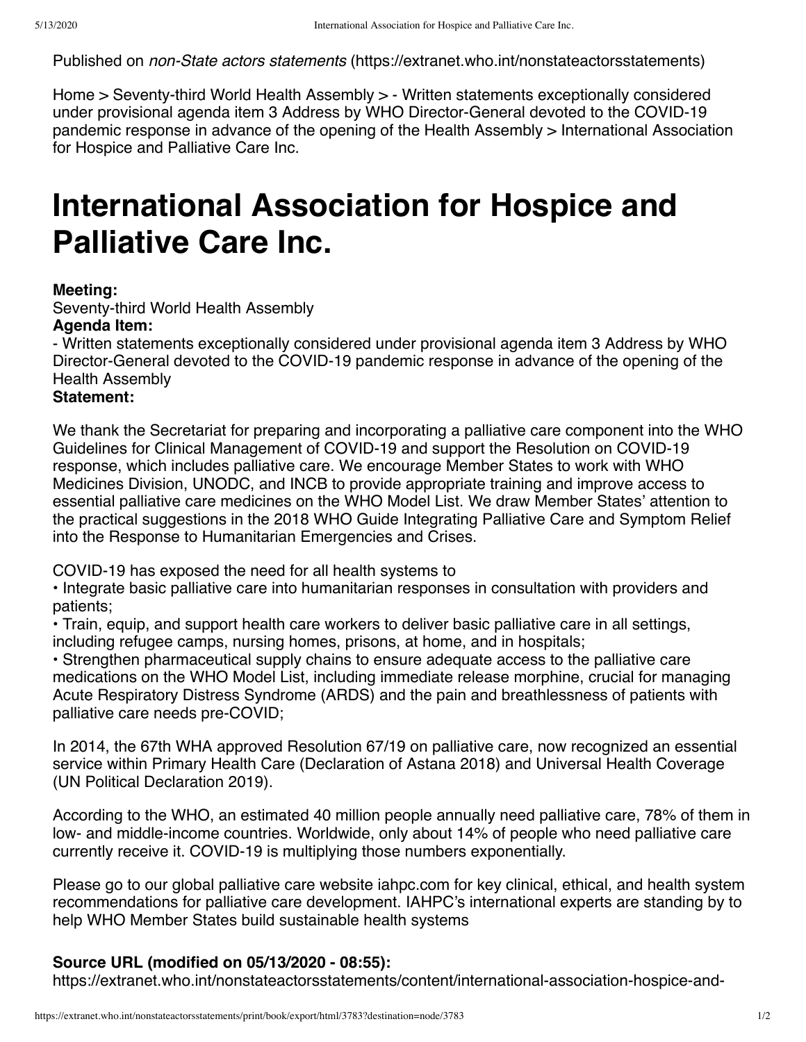Published on *non-State actors statements* (https://extranet.who.int/nonstateactorsstatements)

Home > Seventy-third World Health Assembly > - Written statements exceptionally considered under provisional agenda item 3 Address by WHO Director-General devoted to the COVID-19 pandemic response in advance of the opening of the Health Assembly > International Association for Hospice and Palliative Care Inc.

# International Association for Hospice and Palliative Care Inc.

**Meeting:**
Seventy-third World Health Assembly
**Agenda Item:**
- Written statements exceptionally considered under provisional agenda item 3 Address by WHO Director-General devoted to the COVID-19 pandemic response in advance of the opening of the Health Assembly
**Statement:**

We thank the Secretariat for preparing and incorporating a palliative care component into the WHO Guidelines for Clinical Management of COVID-19 and support the Resolution on COVID-19 response, which includes palliative care. We encourage Member States to work with WHO Medicines Division, UNODC, and INCB to provide appropriate training and improve access to essential palliative care medicines on the WHO Model List. We draw Member States' attention to the practical suggestions in the 2018 WHO Guide Integrating Palliative Care and Symptom Relief into the Response to Humanitarian Emergencies and Crises.

COVID-19 has exposed the need for all health systems to
• Integrate basic palliative care into humanitarian responses in consultation with providers and patients;
• Train, equip, and support health care workers to deliver basic palliative care in all settings, including refugee camps, nursing homes, prisons, at home, and in hospitals;
• Strengthen pharmaceutical supply chains to ensure adequate access to the palliative care medications on the WHO Model List, including immediate release morphine, crucial for managing Acute Respiratory Distress Syndrome (ARDS) and the pain and breathlessness of patients with palliative care needs pre-COVID;

In 2014, the 67th WHA approved Resolution 67/19 on palliative care, now recognized an essential service within Primary Health Care (Declaration of Astana 2018) and Universal Health Coverage (UN Political Declaration 2019).

According to the WHO, an estimated 40 million people annually need palliative care, 78% of them in low- and middle-income countries. Worldwide, only about 14% of people who need palliative care currently receive it. COVID-19 is multiplying those numbers exponentially.

Please go to our global palliative care website iahpc.com for key clinical, ethical, and health system recommendations for palliative care development. IAHPC's international experts are standing by to help WHO Member States build sustainable health systems

**Source URL (modified on 05/13/2020 - 08:55):**
https://extranet.who.int/nonstateactorsstatements/content/international-association-hospice-and-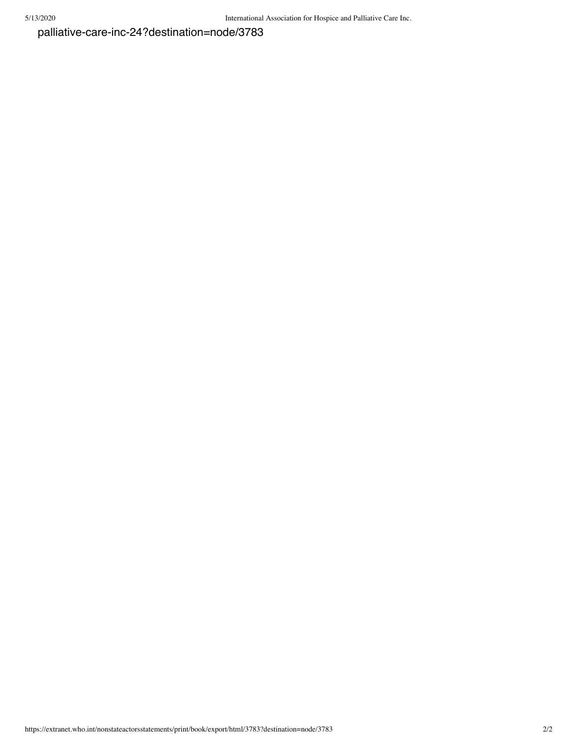palliative-care-inc-24?destination=node/3783